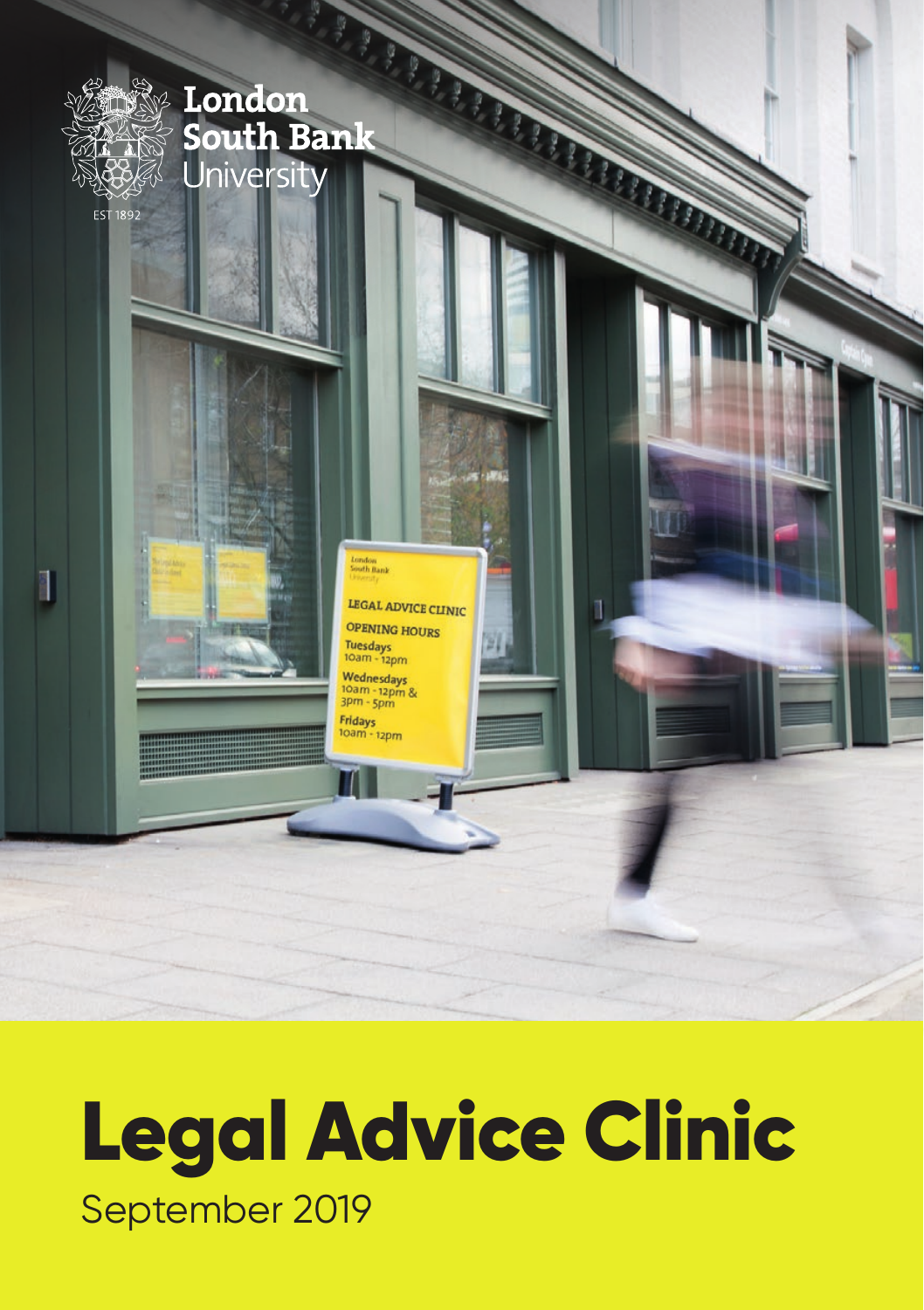London South Bank University

EST 1892

# Legal Advice Clinic

September 2019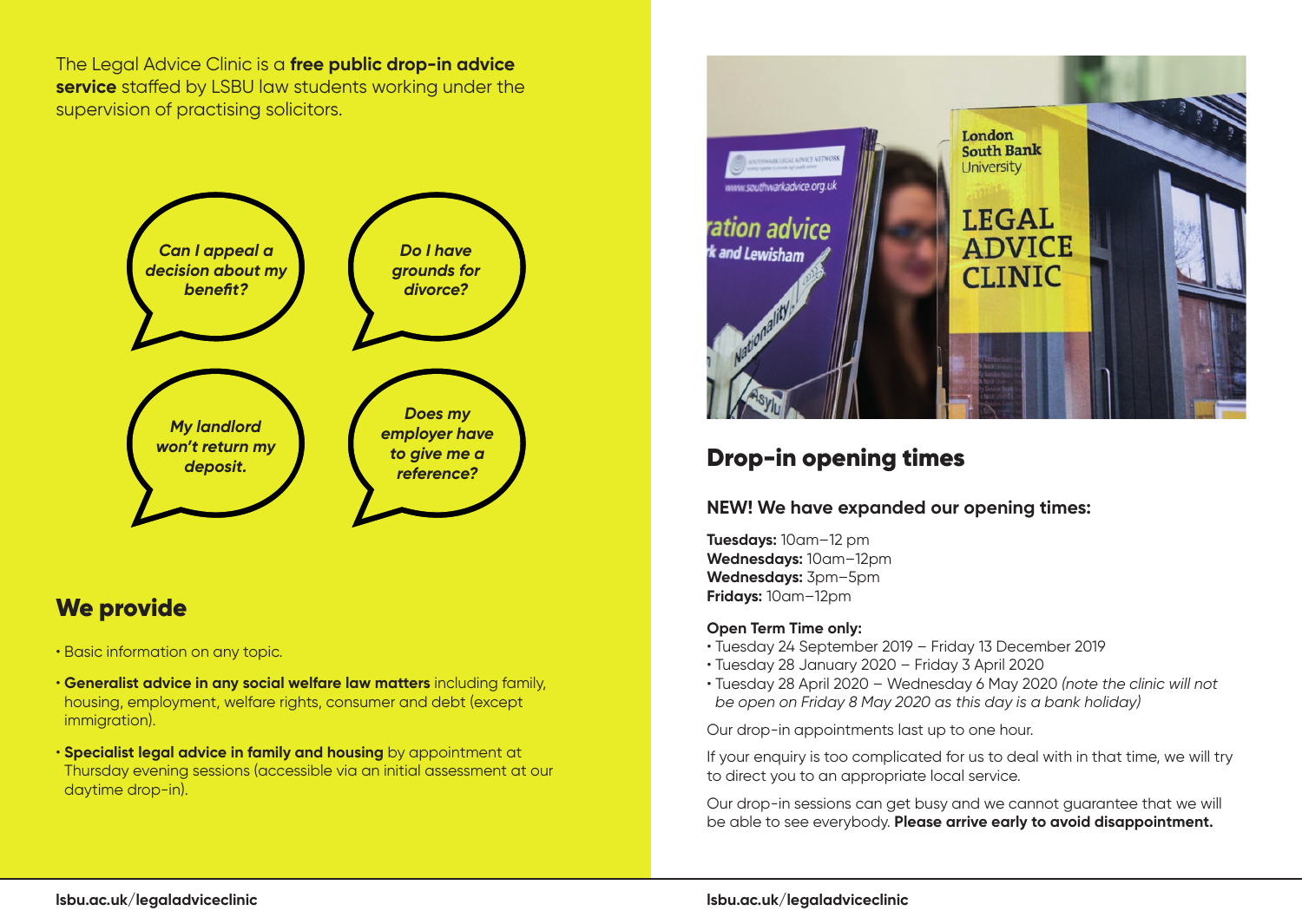The Legal Advice Clinic is a **free public drop-in advice service** staffed by LSBU law students working under the supervision of practising solicitors.

*Can I appeal a decision about my benefit?*

*Do I have grounds for divorce?*

*My landlord won't return my deposit.*

*Does my employer have to give me a reference?*

## We provide

- Basic information on any topic.
- **Generalist advice in any social welfare law matters** including family, housing, employment, welfare rights, consumer and debt (except immigration).
- **Specialist legal advice in family and housing** by appointment at Thursday evening sessions (accessible via an initial assessment at our daytime drop-in).

## Drop-in opening times

### NEW! We have expanded our opening times:

**Tuesdays:** 10am–12 pm
**Wednesdays:** 10am–12pm
**Wednesdays:** 3pm–5pm
**Fridays:** 10am–12pm

**Open Term Time only:**

- Tuesday 24 September 2019 – Friday 13 December 2019
- Tuesday 28 January 2020 – Friday 3 April 2020
- Tuesday 28 April 2020 – Wednesday 6 May 2020 *(note the clinic will not be open on Friday 8 May 2020 as this day is a bank holiday)*

Our drop-in appointments last up to one hour.

If your enquiry is too complicated for us to deal with in that time, we will try to direct you to an appropriate local service.

Our drop-in sessions can get busy and we cannot guarantee that we will be able to see everybody. **Please arrive early to avoid disappointment.**

**lsbu.ac.uk/legaladviceclinic**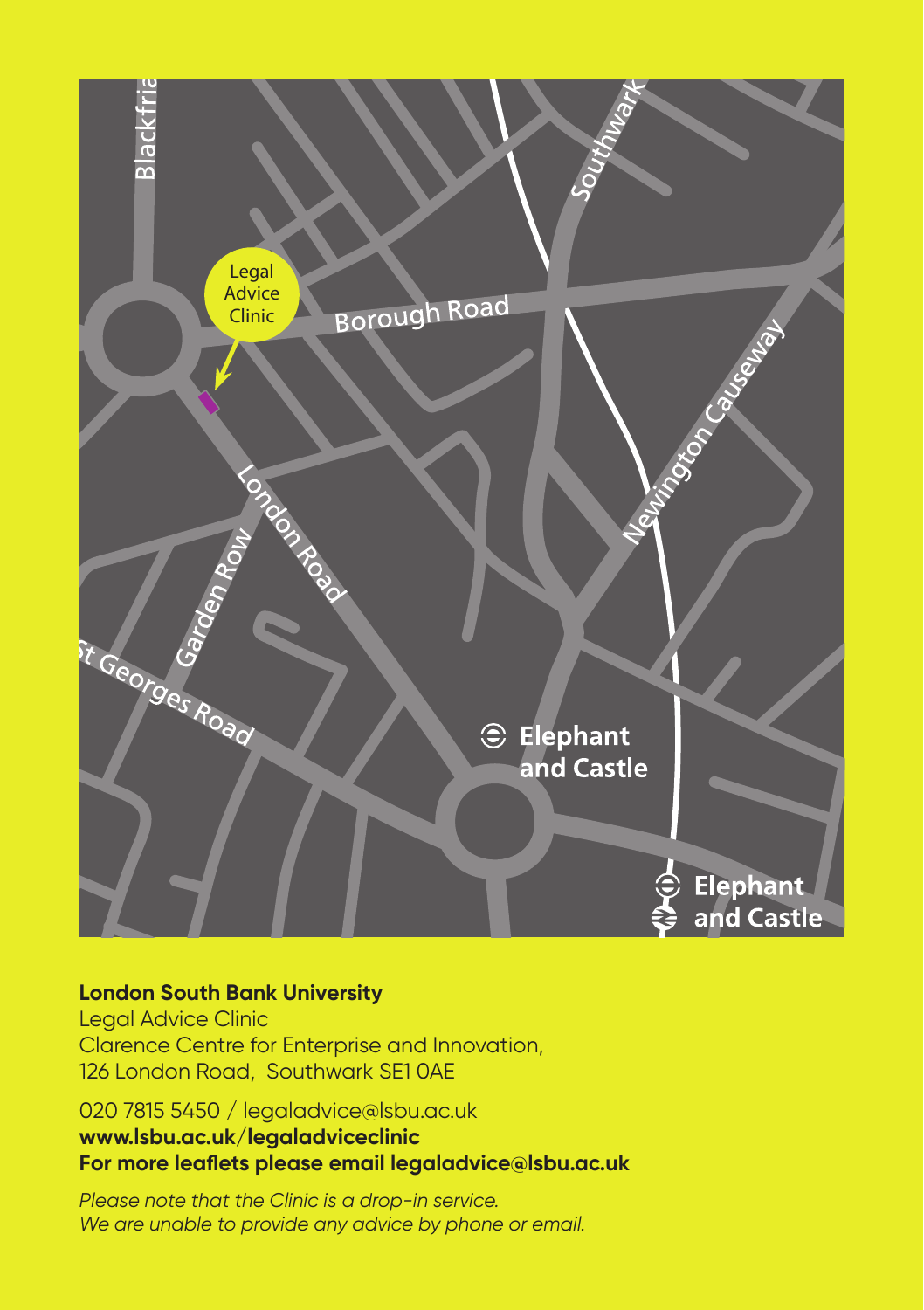Legal Advice Clinic

Blackfriars

Borough Road

Southwark

Newington Causeway

London Road

Garden Row

St Georges Road

Elephant and Castle

Elephant and Castle

**London South Bank University**
Legal Advice Clinic
Clarence Centre for Enterprise and Innovation,
126 London Road, Southwark SE1 0AE

020 7815 5450 / legaladvice@lsbu.ac.uk
**www.lsbu.ac.uk/legaladviceclinic**
**For more leaflets please email legaladvice@lsbu.ac.uk**

*Please note that the Clinic is a drop-in service.*
*We are unable to provide any advice by phone or email.*